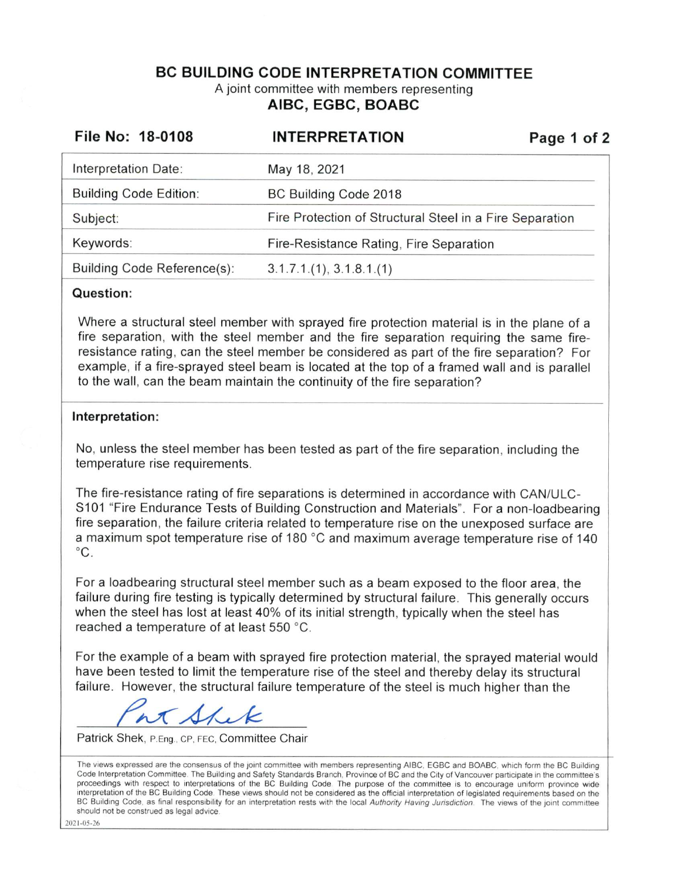# BC BUILDING CODE INTERPRETATION COMMITTEE

A joint committee with members representing

**AIBC, EGBC, BOABC**

**File No: 18-0108** **INTERPRETATION**

| | |
|---|---|
| Interpretation Date: | May 18, 2021 |
| Building Code Edition: | BC Building Code 2018 |
| Subject: | Fire Protection of Structural Steel in a Fire Separation |
| Keywords: | Fire-Resistance Rating, Fire Separation |
| Building Code Reference(s): | 3.1.7.1.(1), 3.1.8.1.(1) |

**Question:**

Where a structural steel member with sprayed fire protection material is in the plane of a fire separation, with the steel member and the fire separation requiring the same fire-resistance rating, can the steel member be considered as part of the fire separation? For example, if a fire-sprayed steel beam is located at the top of a framed wall and is parallel to the wall, can the beam maintain the continuity of the fire separation?

**Interpretation:**

No, unless the steel member has been tested as part of the fire separation, including the temperature rise requirements.

The fire-resistance rating of fire separations is determined in accordance with CAN/ULC-S101 "Fire Endurance Tests of Building Construction and Materials". For a non-loadbearing fire separation, the failure criteria related to temperature rise on the unexposed surface are a maximum spot temperature rise of 180 °C and maximum average temperature rise of 140 °C.

For a loadbearing structural steel member such as a beam exposed to the floor area, the failure during fire testing is typically determined by structural failure. This generally occurs when the steel has lost at least 40% of its initial strength, typically when the steel has reached a temperature of at least 550 °C.

For the example of a beam with sprayed fire protection material, the sprayed material would have been tested to limit the temperature rise of the steel and thereby delay its structural failure. However, the structural failure temperature of the steel is much higher than the

Patrick Shek, P.Eng., CP, FEC, Committee Chair

The views expressed are the consensus of the joint committee with members representing AIBC, EGBC and BOABC, which form the BC Building Code Interpretation Committee. The Building and Safety Standards Branch, Province of BC and the City of Vancouver participate in the committee's proceedings with respect to interpretations of the BC Building Code. The purpose of the committee is to encourage uniform province wide interpretation of the BC Building Code. These views should not be considered as the official interpretation of legislated requirements based on the BC Building Code, as final responsibility for an interpretation rests with the local *Authority Having Jurisdiction*. The views of the joint committee should not be construed as legal advice.

2021-05-26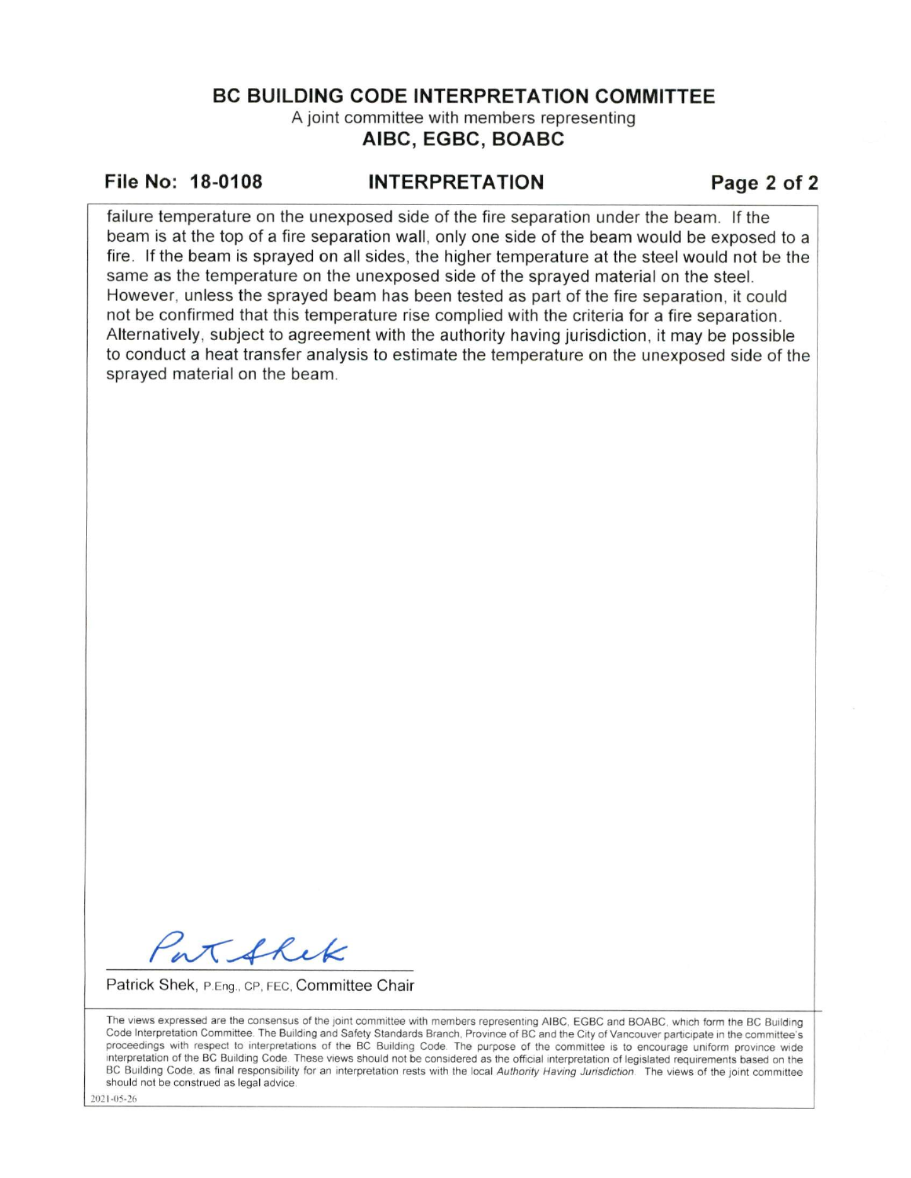failure temperature on the unexposed side of the fire separation under the beam. If the beam is at the top of a fire separation wall, only one side of the beam would be exposed to a fire. If the beam is sprayed on all sides, the higher temperature at the steel would not be the same as the temperature on the unexposed side of the sprayed material on the steel. However, unless the sprayed beam has been tested as part of the fire separation, it could not be confirmed that this temperature rise complied with the criteria for a fire separation. Alternatively, subject to agreement with the authority having jurisdiction, it may be possible to conduct a heat transfer analysis to estimate the temperature on the unexposed side of the sprayed material on the beam.

Patrick Shek, P.Eng., CP, FEC, Committee Chair

The views expressed are the consensus of the joint committee with members representing AIBC, EGBC and BOABC, which form the BC Building Code Interpretation Committee. The Building and Safety Standards Branch, Province of BC and the City of Vancouver participate in the committee's proceedings with respect to interpretations of the BC Building Code. The purpose of the committee is to encourage uniform province wide interpretation of the BC Building Code. These views should not be considered as the official interpretation of legislated requirements based on the BC Building Code, as final responsibility for an interpretation rests with the local *Authority Having Jurisdiction*. The views of the joint committee should not be construed as legal advice.

2021-05-26